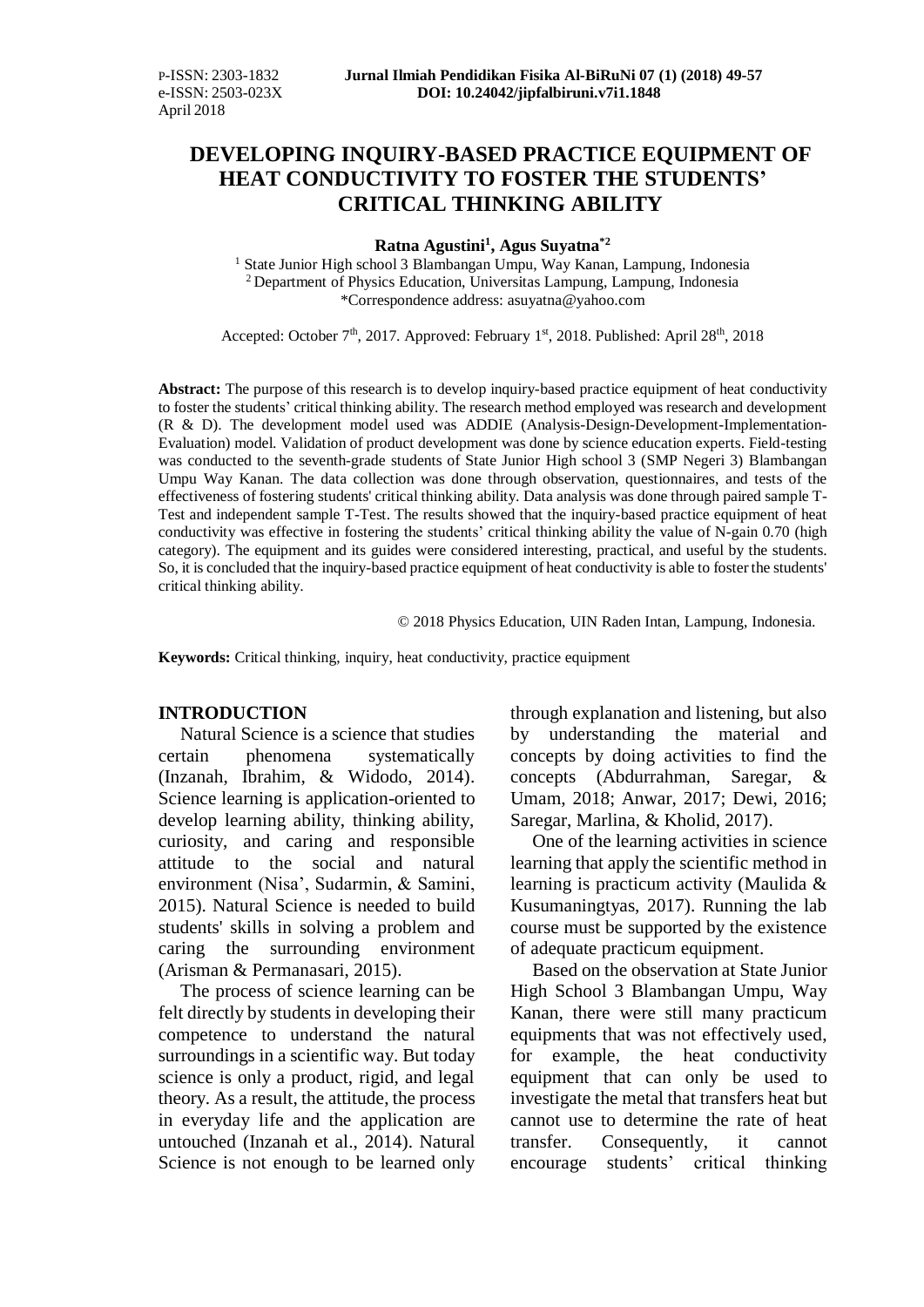# DEVELOPING INQUIRY-BASED PRACTICE EQUIPMENT OF HEAT CONDUCTIVITY TO FOSTER THE STUDENTS' CRITICAL THINKING ABILITY

**Ratna Agustini[1], Agus Suyatna[*2]**

[1] State Junior High school 3 Blambangan Umpu, Way Kanan, Lampung, Indonesia
[2] Department of Physics Education, Universitas Lampung, Lampung, Indonesia
*Correspondence address: asuyatna@yahoo.com

Accepted: October 7th, 2017. Approved: February 1st, 2018. Published: April 28th, 2018

**Abstract:** The purpose of this research is to develop inquiry-based practice equipment of heat conductivity to foster the students' critical thinking ability. The research method employed was research and development (R & D). The development model used was ADDIE (Analysis-Design-Development-Implementation-Evaluation) model. Validation of product development was done by science education experts. Field-testing was conducted to the seventh-grade students of State Junior High school 3 (SMP Negeri 3) Blambangan Umpu Way Kanan. The data collection was done through observation, questionnaires, and tests of the effectiveness of fostering students' critical thinking ability. Data analysis was done through paired sample T-Test and independent sample T-Test. The results showed that the inquiry-based practice equipment of heat conductivity was effective in fostering the students' critical thinking ability the value of N-gain 0.70 (high category). The equipment and its guides were considered interesting, practical, and useful by the students. So, it is concluded that the inquiry-based practice equipment of heat conductivity is able to foster the students' critical thinking ability.

© 2018 Physics Education, UIN Raden Intan, Lampung, Indonesia.

**Keywords:** Critical thinking, inquiry, heat conductivity, practice equipment

## INTRODUCTION

Natural Science is a science that studies certain phenomena systematically (Inzanah, Ibrahim, & Widodo, 2014). Science learning is application-oriented to develop learning ability, thinking ability, curiosity, and caring and responsible attitude to the social and natural environment (Nisa', Sudarmin, & Samini, 2015). Natural Science is needed to build students' skills in solving a problem and caring the surrounding environment (Arisman & Permanasari, 2015).

The process of science learning can be felt directly by students in developing their competence to understand the natural surroundings in a scientific way. But today science is only a product, rigid, and legal theory. As a result, the attitude, the process in everyday life and the application are untouched (Inzanah et al., 2014). Natural Science is not enough to be learned only through explanation and listening, but also by understanding the material and concepts by doing activities to find the concepts (Abdurrahman, Saregar, & Umam, 2018; Anwar, 2017; Dewi, 2016; Saregar, Marlina, & Kholid, 2017).

One of the learning activities in science learning that apply the scientific method in learning is practicum activity (Maulida & Kusumaningtyas, 2017). Running the lab course must be supported by the existence of adequate practicum equipment.

Based on the observation at State Junior High School 3 Blambangan Umpu, Way Kanan, there were still many practicum equipments that was not effectively used, for example, the heat conductivity equipment that can only be used to investigate the metal that transfers heat but cannot use to determine the rate of heat transfer. Consequently, it cannot encourage students' critical thinking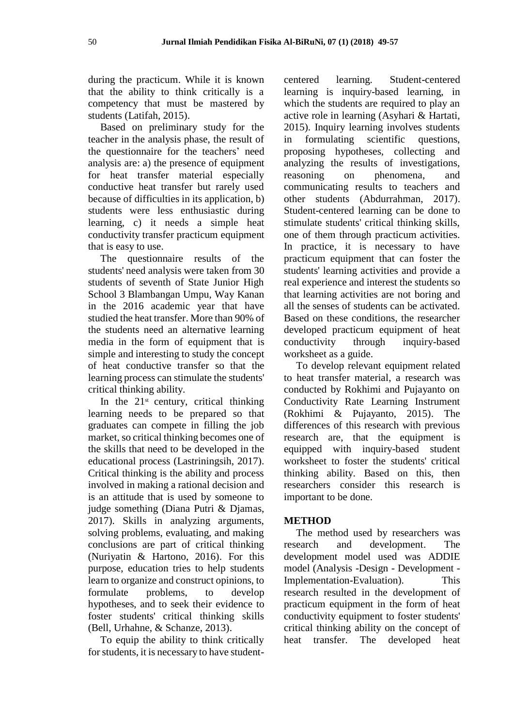during the practicum. While it is known that the ability to think critically is a competency that must be mastered by students (Latifah, 2015).

Based on preliminary study for the teacher in the analysis phase, the result of the questionnaire for the teachers' need analysis are: a) the presence of equipment for heat transfer material especially conductive heat transfer but rarely used because of difficulties in its application, b) students were less enthusiastic during learning, c) it needs a simple heat conductivity transfer practicum equipment that is easy to use.

The questionnaire results of the students' need analysis were taken from 30 students of seventh of State Junior High School 3 Blambangan Umpu, Way Kanan in the 2016 academic year that have studied the heat transfer. More than 90% of the students need an alternative learning media in the form of equipment that is simple and interesting to study the concept of heat conductive transfer so that the learning process can stimulate the students' critical thinking ability.

In the 21st century, critical thinking learning needs to be prepared so that graduates can compete in filling the job market, so critical thinking becomes one of the skills that need to be developed in the educational process (Lastriningsih, 2017). Critical thinking is the ability and process involved in making a rational decision and is an attitude that is used by someone to judge something (Diana Putri & Djamas, 2017). Skills in analyzing arguments, solving problems, evaluating, and making conclusions are part of critical thinking (Nuriyatin & Hartono, 2016). For this purpose, education tries to help students learn to organize and construct opinions, to formulate problems, to develop hypotheses, and to seek their evidence to foster students' critical thinking skills (Bell, Urhahne, & Schanze, 2013).

To equip the ability to think critically for students, it is necessary to have student-centered learning. Student-centered learning is inquiry-based learning, in which the students are required to play an active role in learning (Asyhari & Hartati, 2015). Inquiry learning involves students in formulating scientific questions, proposing hypotheses, collecting and analyzing the results of investigations, reasoning on phenomena, and communicating results to teachers and other students (Abdurrahman, 2017). Student-centered learning can be done to stimulate students' critical thinking skills, one of them through practicum activities. In practice, it is necessary to have practicum equipment that can foster the students' learning activities and provide a real experience and interest the students so that learning activities are not boring and all the senses of students can be activated. Based on these conditions, the researcher developed practicum equipment of heat conductivity through inquiry-based worksheet as a guide.

To develop relevant equipment related to heat transfer material, a research was conducted by Rokhimi and Pujayanto on Conductivity Rate Learning Instrument (Rokhimi & Pujayanto, 2015). The differences of this research with previous research are, that the equipment is equipped with inquiry-based student worksheet to foster the students' critical thinking ability. Based on this, then researchers consider this research is important to be done.

## METHOD

The method used by researchers was research and development. The development model used was ADDIE model (Analysis -Design - Development - Implementation-Evaluation). This research resulted in the development of practicum equipment in the form of heat conductivity equipment to foster students' critical thinking ability on the concept of heat transfer. The developed heat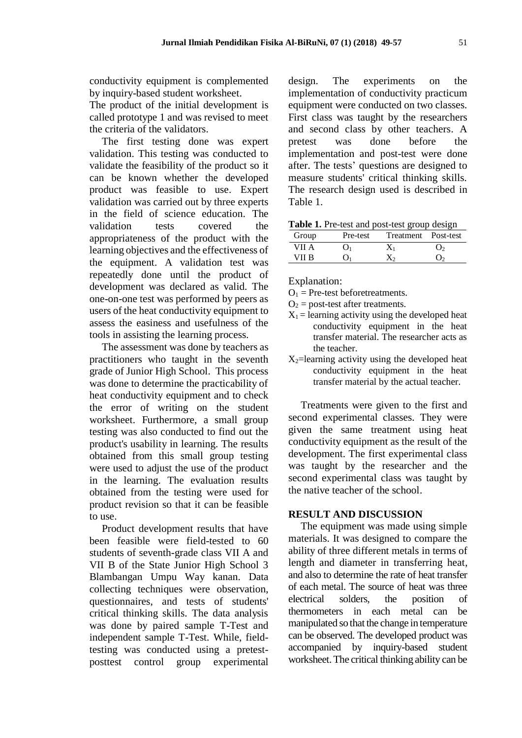conductivity equipment is complemented by inquiry-based student worksheet.
The product of the initial development is called prototype 1 and was revised to meet the criteria of the validators.

The first testing done was expert validation. This testing was conducted to validate the feasibility of the product so it can be known whether the developed product was feasible to use. Expert validation was carried out by three experts in the field of science education. The validation tests covered the appropriateness of the product with the learning objectives and the effectiveness of the equipment. A validation test was repeatedly done until the product of development was declared as valid. The one-on-one test was performed by peers as users of the heat conductivity equipment to assess the easiness and usefulness of the tools in assisting the learning process.

The assessment was done by teachers as practitioners who taught in the seventh grade of Junior High School. This process was done to determine the practicability of heat conductivity equipment and to check the error of writing on the student worksheet. Furthermore, a small group testing was also conducted to find out the product's usability in learning. The results obtained from this small group testing were used to adjust the use of the product in the learning. The evaluation results obtained from the testing were used for product revision so that it can be feasible to use.

Product development results that have been feasible were field-tested to 60 students of seventh-grade class VII A and VII B of the State Junior High School 3 Blambangan Umpu Way kanan. Data collecting techniques were observation, questionnaires, and tests of students' critical thinking skills. The data analysis was done by paired sample T-Test and independent sample T-Test. While, field-testing was conducted using a pretest-posttest control group experimental design. The experiments on the implementation of conductivity practicum equipment were conducted on two classes. First class was taught by the researchers and second class by other teachers. A pretest was done before the implementation and post-test were done after. The tests' questions are designed to measure students' critical thinking skills. The research design used is described in Table 1.

**Table 1.** Pre-test and post-test group design

| Group | Pre-test | Treatment | Post-test |
|---|---|---|---|
| VII A | $O_1$ | $X_1$ | $O_2$ |
| VII B | $O_1$ | $X_2$ | $O_2$ |

Explanation:

$O_1$ = Pre-test beforetreatments.

$O_2$ = post-test after treatments.

$X_1$ = learning activity using the developed heat conductivity equipment in the heat transfer material. The researcher acts as the teacher.

$X_2$=learning activity using the developed heat conductivity equipment in the heat transfer material by the actual teacher.

Treatments were given to the first and second experimental classes. They were given the same treatment using heat conductivity equipment as the result of the development. The first experimental class was taught by the researcher and the second experimental class was taught by the native teacher of the school.

## RESULT AND DISCUSSION

The equipment was made using simple materials. It was designed to compare the ability of three different metals in terms of length and diameter in transferring heat, and also to determine the rate of heat transfer of each metal. The source of heat was three electrical solders, the position of thermometers in each metal can be manipulated so that the change in temperature can be observed. The developed product was accompanied by inquiry-based student worksheet. The critical thinking ability can be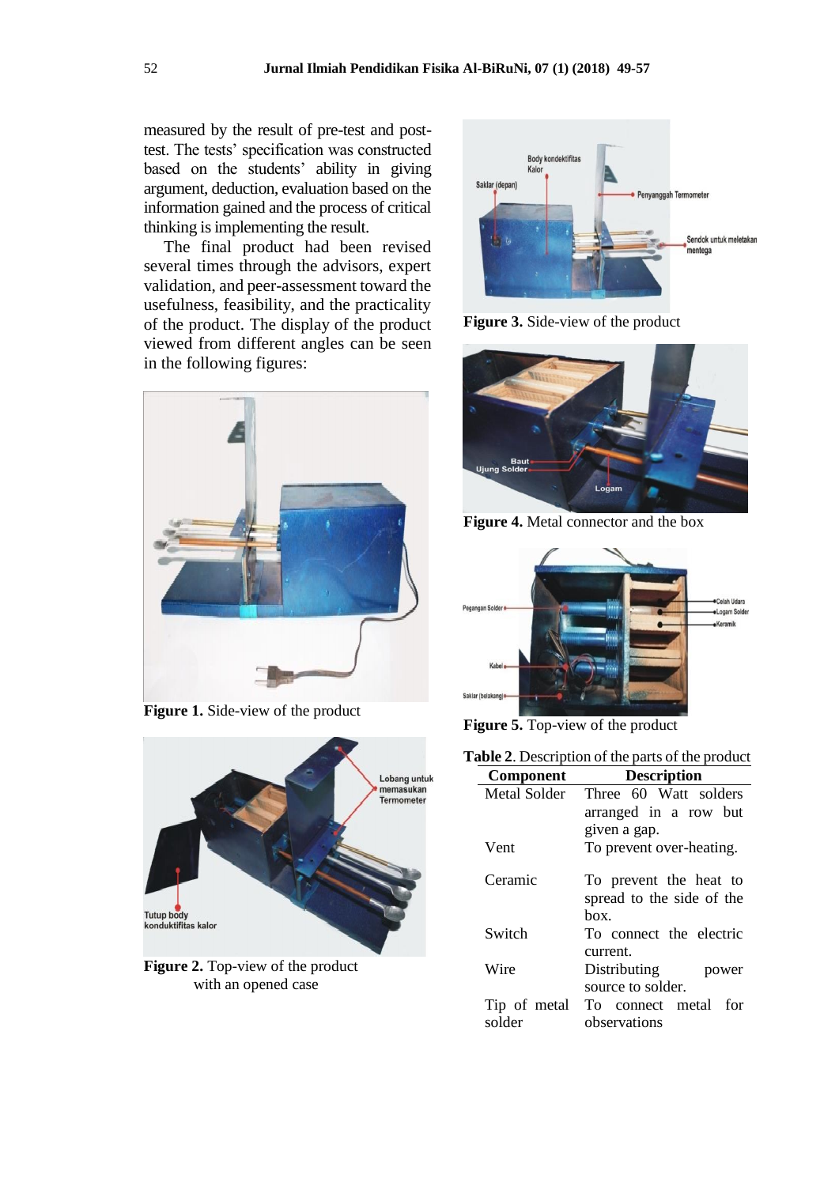measured by the result of pre-test and post-test. The tests' specification was constructed based on the students' ability in giving argument, deduction, evaluation based on the information gained and the process of critical thinking is implementing the result.

The final product had been revised several times through the advisors, expert validation, and peer-assessment toward the usefulness, feasibility, and the practicality of the product. The display of the product viewed from different angles can be seen in the following figures:

**Figure 1.** Side-view of the product

**Figure 2.** Top-view of the product with an opened case

**Figure 3.** Side-view of the product

**Figure 4.** Metal connector and the box

**Figure 5.** Top-view of the product

**Table 2**. Description of the parts of the product

| Component | Description |
|---|---|
| Metal Solder | Three 60 Watt solders arranged in a row but given a gap. |
| Vent | To prevent over-heating. |
| Ceramic | To prevent the heat to spread to the side of the box. |
| Switch | To connect the electric current. |
| Wire | Distributing power source to solder. |
| Tip of metal solder | To connect metal for observations |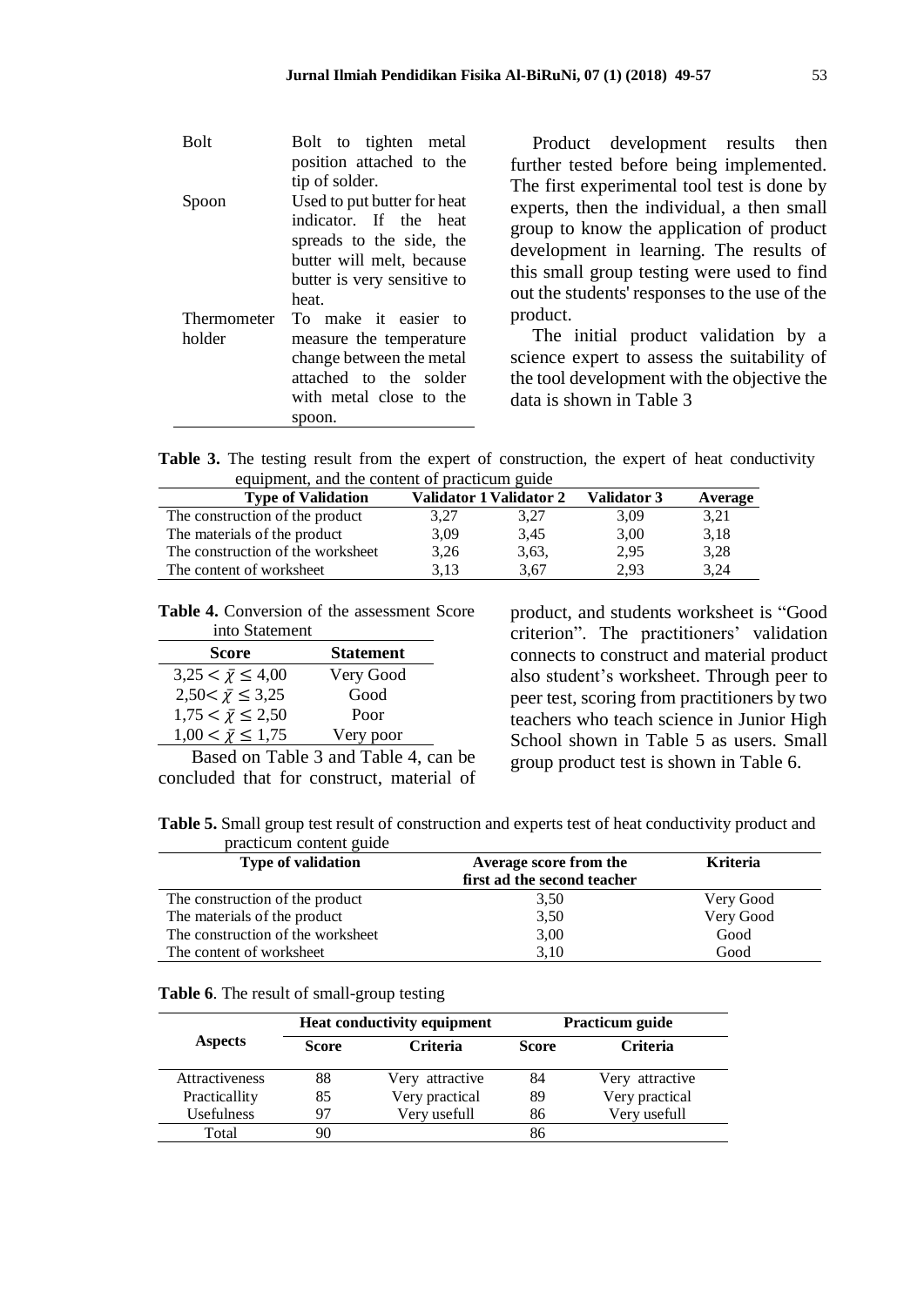| | |
|---|---|
| Bolt | Bolt to tighten metal position attached to the tip of solder. |
| Spoon | Used to put butter for heat indicator. If the heat spreads to the side, the butter will melt, because butter is very sensitive to heat. |
| Thermometer holder | To make it easier to measure the temperature change between the metal attached to the solder with metal close to the spoon. |

Product development results then further tested before being implemented. The first experimental tool test is done by experts, then the individual, a then small group to know the application of product development in learning. The results of this small group testing were used to find out the students' responses to the use of the product.

The initial product validation by a science expert to assess the suitability of the tool development with the objective the data is shown in Table 3

**Table 3.** The testing result from the expert of construction, the expert of heat conductivity equipment, and the content of practicum guide

| Type of Validation | Validator 1 | Validator 2 | Validator 3 | Average |
|---|---|---|---|---|
| The construction of the product | 3,27 | 3,27 | 3,09 | 3,21 |
| The materials of the product | 3,09 | 3,45 | 3,00 | 3,18 |
| The construction of the worksheet | 3,26 | 3,63, | 2,95 | 3,28 |
| The content of worksheet | 3,13 | 3,67 | 2,93 | 3,24 |

**Table 4.** Conversion of the assessment Score into Statement

| Score | Statement |
|---|---|
| $3{,}25 < \bar{x} \leq 4{,}00$ | Very Good |
| $2{,}50 < \bar{x} \leq 3{,}25$ | Good |
| $1{,}75 < \bar{x} \leq 2{,}50$ | Poor |
| $1{,}00 < \bar{x} \leq 1{,}75$ | Very poor |

Based on Table 3 and Table 4, can be concluded that for construct, material of product, and students worksheet is "Good criterion". The practitioners' validation connects to construct and material product also student's worksheet. Through peer to peer test, scoring from practitioners by two teachers who teach science in Junior High School shown in Table 5 as users. Small group product test is shown in Table 6.

**Table 5.** Small group test result of construction and experts test of heat conductivity product and practicum content guide

| Type of validation | Average score from the first ad the second teacher | Kriteria |
|---|---|---|
| The construction of the product | 3,50 | Very Good |
| The materials of the product | 3,50 | Very Good |
| The construction of the worksheet | 3,00 | Good |
| The content of worksheet | 3,10 | Good |

**Table 6**. The result of small-group testing

| Aspects | Heat conductivity equipment | | Practicum guide | |
|---|---|---|---|---|
| | Score | Criteria | Score | Criteria |
| Attractiveness | 88 | Very attractive | 84 | Very attractive |
| Practicallity | 85 | Very practical | 89 | Very practical |
| Usefulness | 97 | Very usefull | 86 | Very usefull |
| Total | 90 | | 86 | |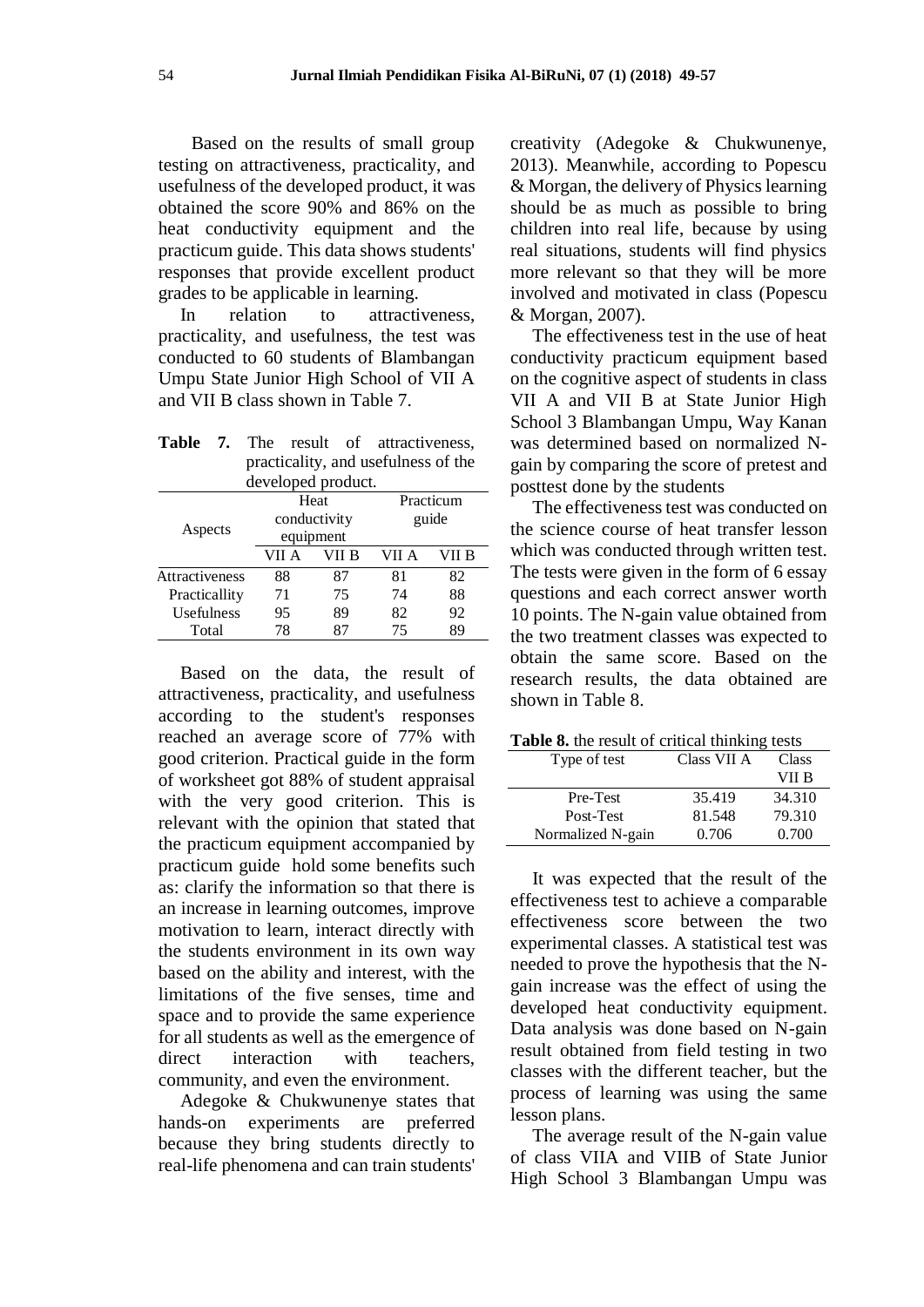Based on the results of small group testing on attractiveness, practicality, and usefulness of the developed product, it was obtained the score 90% and 86% on the heat conductivity equipment and the practicum guide. This data shows students' responses that provide excellent product grades to be applicable in learning.

In relation to attractiveness, practicality, and usefulness, the test was conducted to 60 students of Blambangan Umpu State Junior High School of VII A and VII B class shown in Table 7.

**Table 7.** The result of attractiveness, practicality, and usefulness of the developed product.

| Aspects | Heat conductivity equipment | | Practicum guide | |
|---|---|---|---|---|
| | VII A | VII B | VII A | VII B |
| Attractiveness | 88 | 87 | 81 | 82 |
| Practicallity | 71 | 75 | 74 | 88 |
| Usefulness | 95 | 89 | 82 | 92 |
| Total | 78 | 87 | 75 | 89 |

Based on the data, the result of attractiveness, practicality, and usefulness according to the student's responses reached an average score of 77% with good criterion. Practical guide in the form of worksheet got 88% of student appraisal with the very good criterion. This is relevant with the opinion that stated that the practicum equipment accompanied by practicum guide hold some benefits such as: clarify the information so that there is an increase in learning outcomes, improve motivation to learn, interact directly with the students environment in its own way based on the ability and interest, with the limitations of the five senses, time and space and to provide the same experience for all students as well as the emergence of direct interaction with teachers, community, and even the environment.

Adegoke & Chukwunenye states that hands-on experiments are preferred because they bring students directly to real-life phenomena and can train students' creativity (Adegoke & Chukwunenye, 2013). Meanwhile, according to Popescu & Morgan, the delivery of Physics learning should be as much as possible to bring children into real life, because by using real situations, students will find physics more relevant so that they will be more involved and motivated in class (Popescu & Morgan, 2007).

The effectiveness test in the use of heat conductivity practicum equipment based on the cognitive aspect of students in class VII A and VII B at State Junior High School 3 Blambangan Umpu, Way Kanan was determined based on normalized N-gain by comparing the score of pretest and posttest done by the students

The effectiveness test was conducted on the science course of heat transfer lesson which was conducted through written test. The tests were given in the form of 6 essay questions and each correct answer worth 10 points. The N-gain value obtained from the two treatment classes was expected to obtain the same score. Based on the research results, the data obtained are shown in Table 8.

**Table 8.** the result of critical thinking tests

| Type of test | Class VII A | Class VII B |
|---|---|---|
| Pre-Test | 35.419 | 34.310 |
| Post-Test | 81.548 | 79.310 |
| Normalized N-gain | 0.706 | 0.700 |

It was expected that the result of the effectiveness test to achieve a comparable effectiveness score between the two experimental classes. A statistical test was needed to prove the hypothesis that the N-gain increase was the effect of using the developed heat conductivity equipment. Data analysis was done based on N-gain result obtained from field testing in two classes with the different teacher, but the process of learning was using the same lesson plans.

The average result of the N-gain value of class VIIA and VIIB of State Junior High School 3 Blambangan Umpu was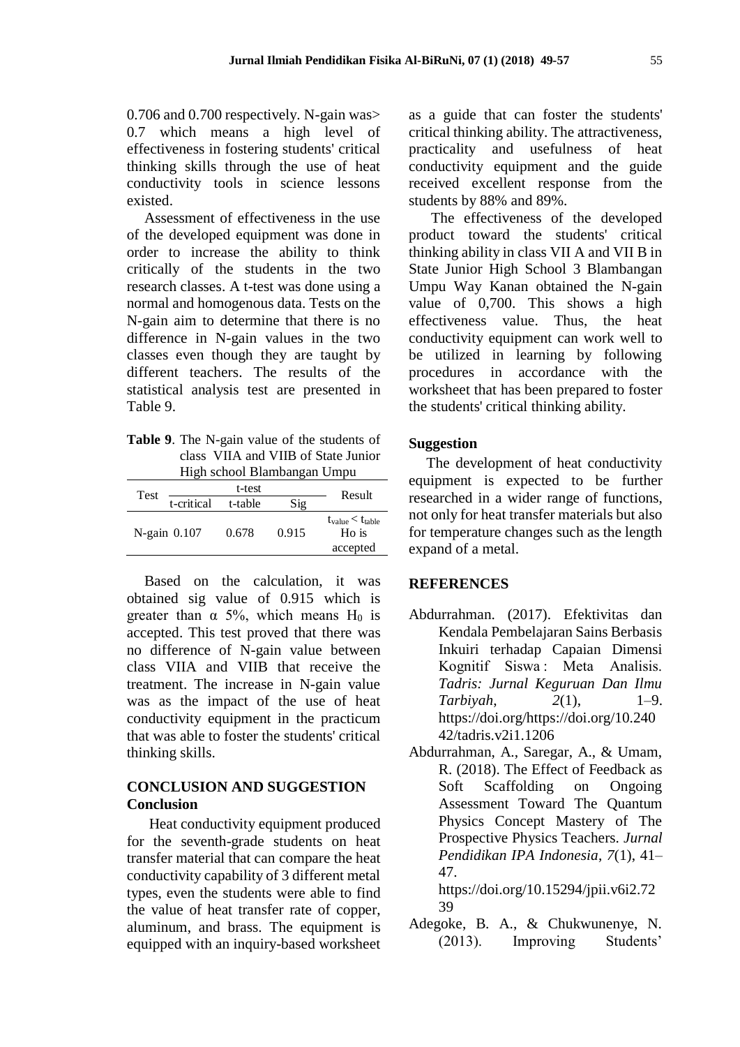0.706 and 0.700 respectively. N-gain was> 0.7 which means a high level of effectiveness in fostering students' critical thinking skills through the use of heat conductivity tools in science lessons existed.

Assessment of effectiveness in the use of the developed equipment was done in order to increase the ability to think critically of the students in the two research classes. A t-test was done using a normal and homogenous data. Tests on the N-gain aim to determine that there is no difference in N-gain values in the two classes even though they are taught by different teachers. The results of the statistical analysis test are presented in Table 9.

**Table 9**. The N-gain value of the students of class VIIA and VIIB of State Junior High school Blambangan Umpu

| Test | t-test | | | Result |
|---|---|---|---|---|
| | t-critical | t-table | Sig | |
| N-gain | 0.107 | 0.678 | 0.915 | $t_{value} < t_{table}$ Ho is accepted |

Based on the calculation, it was obtained sig value of 0.915 which is greater than α 5%, which means $H_0$ is accepted. This test proved that there was no difference of N-gain value between class VIIA and VIIB that receive the treatment. The increase in N-gain value was as the impact of the use of heat conductivity equipment in the practicum that was able to foster the students' critical thinking skills.

## CONCLUSION AND SUGGESTION

### Conclusion

Heat conductivity equipment produced for the seventh-grade students on heat transfer material that can compare the heat conductivity capability of 3 different metal types, even the students were able to find the value of heat transfer rate of copper, aluminum, and brass. The equipment is equipped with an inquiry-based worksheet as a guide that can foster the students' critical thinking ability. The attractiveness, practicality and usefulness of heat conductivity equipment and the guide received excellent response from the students by 88% and 89%.

The effectiveness of the developed product toward the students' critical thinking ability in class VII A and VII B in State Junior High School 3 Blambangan Umpu Way Kanan obtained the N-gain value of 0,700. This shows a high effectiveness value. Thus, the heat conductivity equipment can work well to be utilized in learning by following procedures in accordance with the worksheet that has been prepared to foster the students' critical thinking ability.

### Suggestion

The development of heat conductivity equipment is expected to be further researched in a wider range of functions, not only for heat transfer materials but also for temperature changes such as the length expand of a metal.

## REFERENCES

Abdurrahman. (2017). Efektivitas dan Kendala Pembelajaran Sains Berbasis Inkuiri terhadap Capaian Dimensi Kognitif Siswa : Meta Analisis. *Tadris: Jurnal Keguruan Dan Ilmu Tarbiyah*, *2*(1), 1–9. https://doi.org/https://doi.org/10.24042/tadris.v2i1.1206

Abdurrahman, A., Saregar, A., & Umam, R. (2018). The Effect of Feedback as Soft Scaffolding on Ongoing Assessment Toward The Quantum Physics Concept Mastery of The Prospective Physics Teachers. *Jurnal Pendidikan IPA Indonesia*, *7*(1), 41–47. https://doi.org/10.15294/jpii.v6i2.7239

Adegoke, B. A., & Chukwunenye, N. (2013). Improving Students'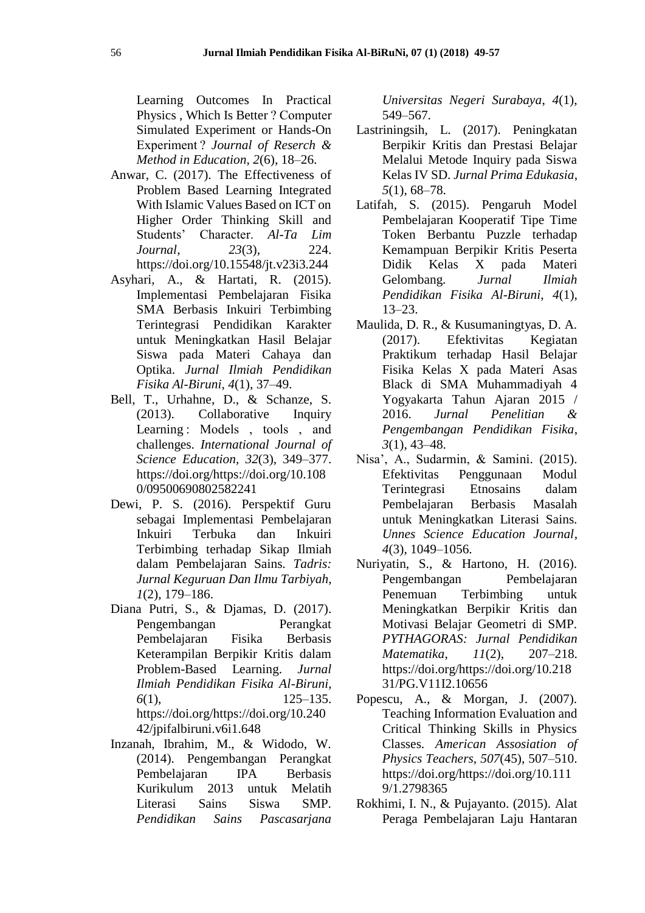Learning Outcomes In Practical Physics , Which Is Better ? Computer Simulated Experiment or Hands-On Experiment ? *Journal of Reserch & Method in Education*, *2*(6), 18–26.

Anwar, C. (2017). The Effectiveness of Problem Based Learning Integrated With Islamic Values Based on ICT on Higher Order Thinking Skill and Students' Character. *Al-Ta Lim Journal*, *23*(3), 224. https://doi.org/10.15548/jt.v23i3.244

Asyhari, A., & Hartati, R. (2015). Implementasi Pembelajaran Fisika SMA Berbasis Inkuiri Terbimbing Terintegrasi Pendidikan Karakter untuk Meningkatkan Hasil Belajar Siswa pada Materi Cahaya dan Optika. *Jurnal Ilmiah Pendidikan Fisika Al-Biruni*, *4*(1), 37–49.

Bell, T., Urhahne, D., & Schanze, S. (2013). Collaborative Inquiry Learning : Models , tools , and challenges. *International Journal of Science Education*, *32*(3), 349–377. https://doi.org/https://doi.org/10.1080/09500690802582241

Dewi, P. S. (2016). Perspektif Guru sebagai Implementasi Pembelajaran Inkuiri Terbuka dan Inkuiri Terbimbing terhadap Sikap Ilmiah dalam Pembelajaran Sains. *Tadris: Jurnal Keguruan Dan Ilmu Tarbiyah*, *1*(2), 179–186.

Diana Putri, S., & Djamas, D. (2017). Pengembangan Perangkat Pembelajaran Fisika Berbasis Keterampilan Berpikir Kritis dalam Problem-Based Learning. *Jurnal Ilmiah Pendidikan Fisika Al-Biruni*, *6*(1), 125–135. https://doi.org/https://doi.org/10.24042/jpifalbiruni.v6i1.648

Inzanah, Ibrahim, M., & Widodo, W. (2014). Pengembangan Perangkat Pembelajaran IPA Berbasis Kurikulum 2013 untuk Melatih Literasi Sains Siswa SMP. *Pendidikan Sains Pascasarjana Universitas Negeri Surabaya*, *4*(1), 549–567.

Lastriningsih, L. (2017). Peningkatan Berpikir Kritis dan Prestasi Belajar Melalui Metode Inquiry pada Siswa Kelas IV SD. *Jurnal Prima Edukasia*, *5*(1), 68–78.

Latifah, S. (2015). Pengaruh Model Pembelajaran Kooperatif Tipe Time Token Berbantu Puzzle terhadap Kemampuan Berpikir Kritis Peserta Didik Kelas X pada Materi Gelombang. *Jurnal Ilmiah Pendidikan Fisika Al-Biruni*, *4*(1), 13–23.

Maulida, D. R., & Kusumaningtyas, D. A. (2017). Efektivitas Kegiatan Praktikum terhadap Hasil Belajar Fisika Kelas X pada Materi Asas Black di SMA Muhammadiyah 4 Yogyakarta Tahun Ajaran 2015 / 2016. *Jurnal Penelitian & Pengembangan Pendidikan Fisika*, *3*(1), 43–48.

Nisa', A., Sudarmin, & Samini. (2015). Efektivitas Penggunaan Modul Terintegrasi Etnosains dalam Pembelajaran Berbasis Masalah untuk Meningkatkan Literasi Sains. *Unnes Science Education Journal*, *4*(3), 1049–1056.

Nuriyatin, S., & Hartono, H. (2016). Pengembangan Pembelajaran Penemuan Terbimbing untuk Meningkatkan Berpikir Kritis dan Motivasi Belajar Geometri di SMP. *PYTHAGORAS: Jurnal Pendidikan Matematika*, *11*(2), 207–218. https://doi.org/https://doi.org/10.21831/PG.V11I2.10656

Popescu, A., & Morgan, J. (2007). Teaching Information Evaluation and Critical Thinking Skills in Physics Classes. *American Assosiation of Physics Teachers*, *507*(45), 507–510. https://doi.org/https://doi.org/10.1119/1.2798365

Rokhimi, I. N., & Pujayanto. (2015). Alat Peraga Pembelajaran Laju Hantaran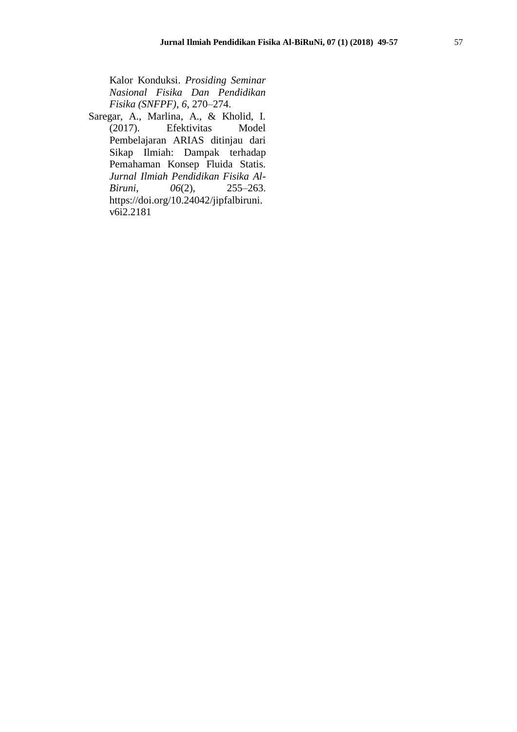Kalor Konduksi. *Prosiding Seminar Nasional Fisika Dan Pendidikan Fisika (SNFPF)*, *6*, 270–274.

Saregar, A., Marlina, A., & Kholid, I. (2017). Efektivitas Model Pembelajaran ARIAS ditinjau dari Sikap Ilmiah: Dampak terhadap Pemahaman Konsep Fluida Statis. *Jurnal Ilmiah Pendidikan Fisika Al-Biruni*, *06*(2), 255–263. https://doi.org/10.24042/jipfalbiruni.v6i2.2181